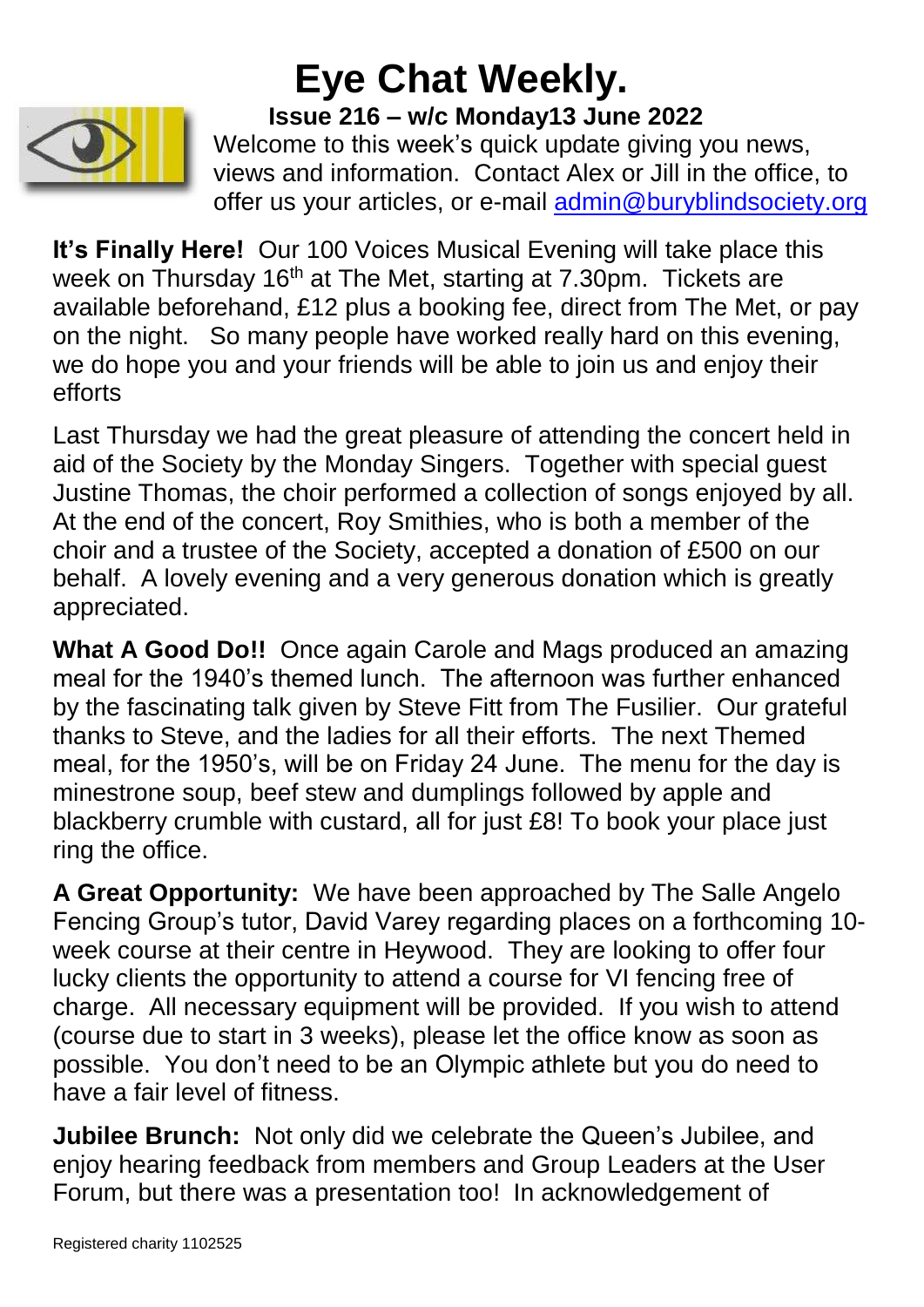# Eye Chat Weekly.

### Issue 216 – w/c Monday13 June 2022

Welcome to this week's quick update giving you news, views and information. Contact Alex or Jill in the office, to offer us your articles, or e-mail admin@buryblindsociety.org

**It's Finally Here!** Our 100 Voices Musical Evening will take place this week on Thursday 16th at The Met, starting at 7.30pm. Tickets are available beforehand, £12 plus a booking fee, direct from The Met, or pay on the night. So many people have worked really hard on this evening, we do hope you and your friends will be able to join us and enjoy their efforts

Last Thursday we had the great pleasure of attending the concert held in aid of the Society by the Monday Singers. Together with special guest Justine Thomas, the choir performed a collection of songs enjoyed by all. At the end of the concert, Roy Smithies, who is both a member of the choir and a trustee of the Society, accepted a donation of £500 on our behalf. A lovely evening and a very generous donation which is greatly appreciated.

**What A Good Do!!** Once again Carole and Mags produced an amazing meal for the 1940's themed lunch. The afternoon was further enhanced by the fascinating talk given by Steve Fitt from The Fusilier. Our grateful thanks to Steve, and the ladies for all their efforts. The next Themed meal, for the 1950's, will be on Friday 24 June. The menu for the day is minestrone soup, beef stew and dumplings followed by apple and blackberry crumble with custard, all for just £8! To book your place just ring the office.

**A Great Opportunity:** We have been approached by The Salle Angelo Fencing Group's tutor, David Varey regarding places on a forthcoming 10-week course at their centre in Heywood. They are looking to offer four lucky clients the opportunity to attend a course for VI fencing free of charge. All necessary equipment will be provided. If you wish to attend (course due to start in 3 weeks), please let the office know as soon as possible. You don't need to be an Olympic athlete but you do need to have a fair level of fitness.

**Jubilee Brunch:** Not only did we celebrate the Queen's Jubilee, and enjoy hearing feedback from members and Group Leaders at the User Forum, but there was a presentation too! In acknowledgement of

Registered charity 1102525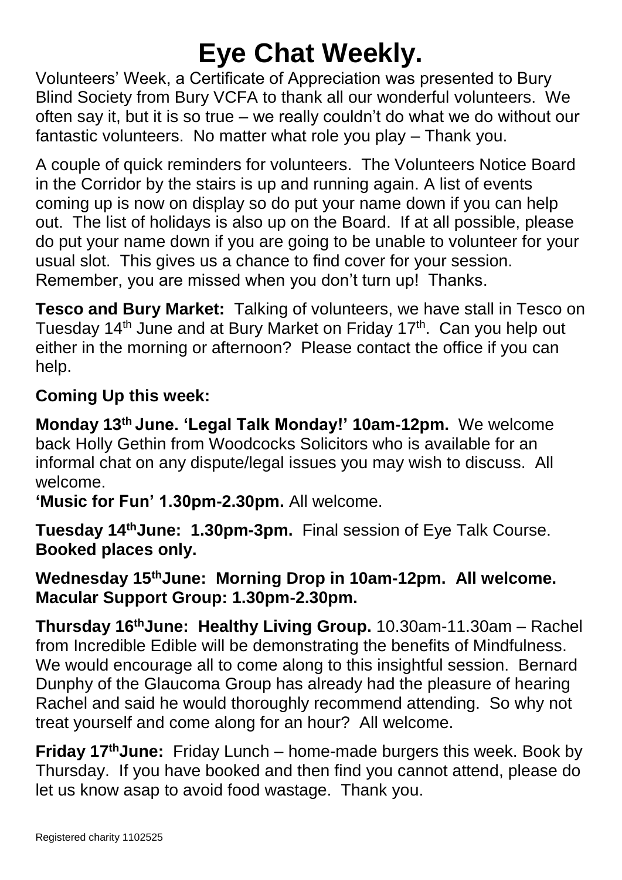# Eye Chat Weekly.

Volunteers' Week, a Certificate of Appreciation was presented to Bury Blind Society from Bury VCFA to thank all our wonderful volunteers. We often say it, but it is so true – we really couldn't do what we do without our fantastic volunteers. No matter what role you play – Thank you.

A couple of quick reminders for volunteers. The Volunteers Notice Board in the Corridor by the stairs is up and running again. A list of events coming up is now on display so do put your name down if you can help out. The list of holidays is also up on the Board. If at all possible, please do put your name down if you are going to be unable to volunteer for your usual slot. This gives us a chance to find cover for your session. Remember, you are missed when you don't turn up! Thanks.

**Tesco and Bury Market:** Talking of volunteers, we have stall in Tesco on Tuesday 14th June and at Bury Market on Friday 17th. Can you help out either in the morning or afternoon? Please contact the office if you can help.

**Coming Up this week:**

**Monday 13th June. 'Legal Talk Monday!' 10am-12pm.** We welcome back Holly Gethin from Woodcocks Solicitors who is available for an informal chat on any dispute/legal issues you may wish to discuss. All welcome.
**'Music for Fun' 1.30pm-2.30pm.** All welcome.

**Tuesday 14th June: 1.30pm-3pm.** Final session of Eye Talk Course. **Booked places only.**

**Wednesday 15th June: Morning Drop in 10am-12pm. All welcome. Macular Support Group: 1.30pm-2.30pm.**

**Thursday 16th June: Healthy Living Group.** 10.30am-11.30am – Rachel from Incredible Edible will be demonstrating the benefits of Mindfulness. We would encourage all to come along to this insightful session. Bernard Dunphy of the Glaucoma Group has already had the pleasure of hearing Rachel and said he would thoroughly recommend attending. So why not treat yourself and come along for an hour? All welcome.

**Friday 17th June:** Friday Lunch – home-made burgers this week. Book by Thursday. If you have booked and then find you cannot attend, please do let us know asap to avoid food wastage. Thank you.

Registered charity 1102525